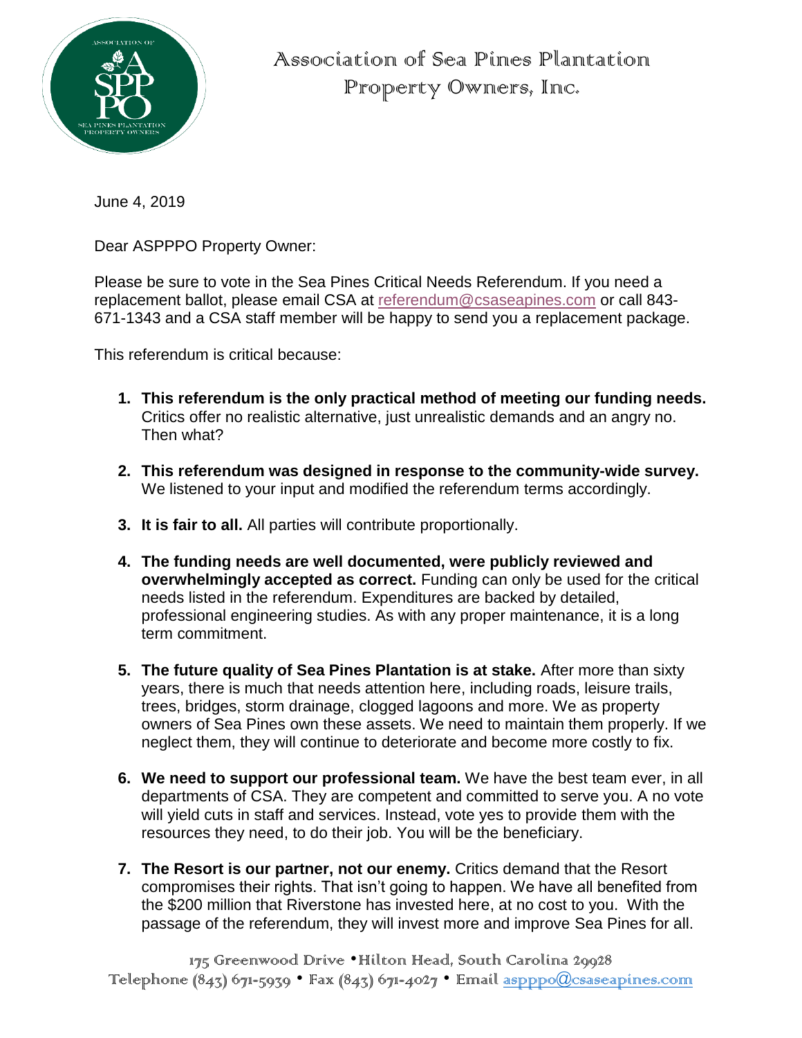# Association of Sea Pines Plantation Property Owners, Inc.

June 4, 2019

Dear ASPPPO Property Owner:

Please be sure to vote in the Sea Pines Critical Needs Referendum. If you need a replacement ballot, please email CSA at referendum@csaseapines.com or call 843-671-1343 and a CSA staff member will be happy to send you a replacement package.

This referendum is critical because:

1. **This referendum is the only practical method of meeting our funding needs.** Critics offer no realistic alternative, just unrealistic demands and an angry no. Then what?

2. **This referendum was designed in response to the community-wide survey.** We listened to your input and modified the referendum terms accordingly.

3. **It is fair to all.** All parties will contribute proportionally.

4. **The funding needs are well documented, were publicly reviewed and overwhelmingly accepted as correct.** Funding can only be used for the critical needs listed in the referendum. Expenditures are backed by detailed, professional engineering studies. As with any proper maintenance, it is a long term commitment.

5. **The future quality of Sea Pines Plantation is at stake.** After more than sixty years, there is much that needs attention here, including roads, leisure trails, trees, bridges, storm drainage, clogged lagoons and more. We as property owners of Sea Pines own these assets. We need to maintain them properly. If we neglect them, they will continue to deteriorate and become more costly to fix.

6. **We need to support our professional team.** We have the best team ever, in all departments of CSA. They are competent and committed to serve you. A no vote will yield cuts in staff and services. Instead, vote yes to provide them with the resources they need, to do their job. You will be the beneficiary.

7. **The Resort is our partner, not our enemy.** Critics demand that the Resort compromises their rights. That isn't going to happen. We have all benefited from the $200 million that Riverstone has invested here, at no cost to you. With the passage of the referendum, they will invest more and improve Sea Pines for all.

175 Greenwood Drive • Hilton Head, South Carolina 29928
Telephone (843) 671-5939 • Fax (843) 671-4027 • Email aspppo@csaseapines.com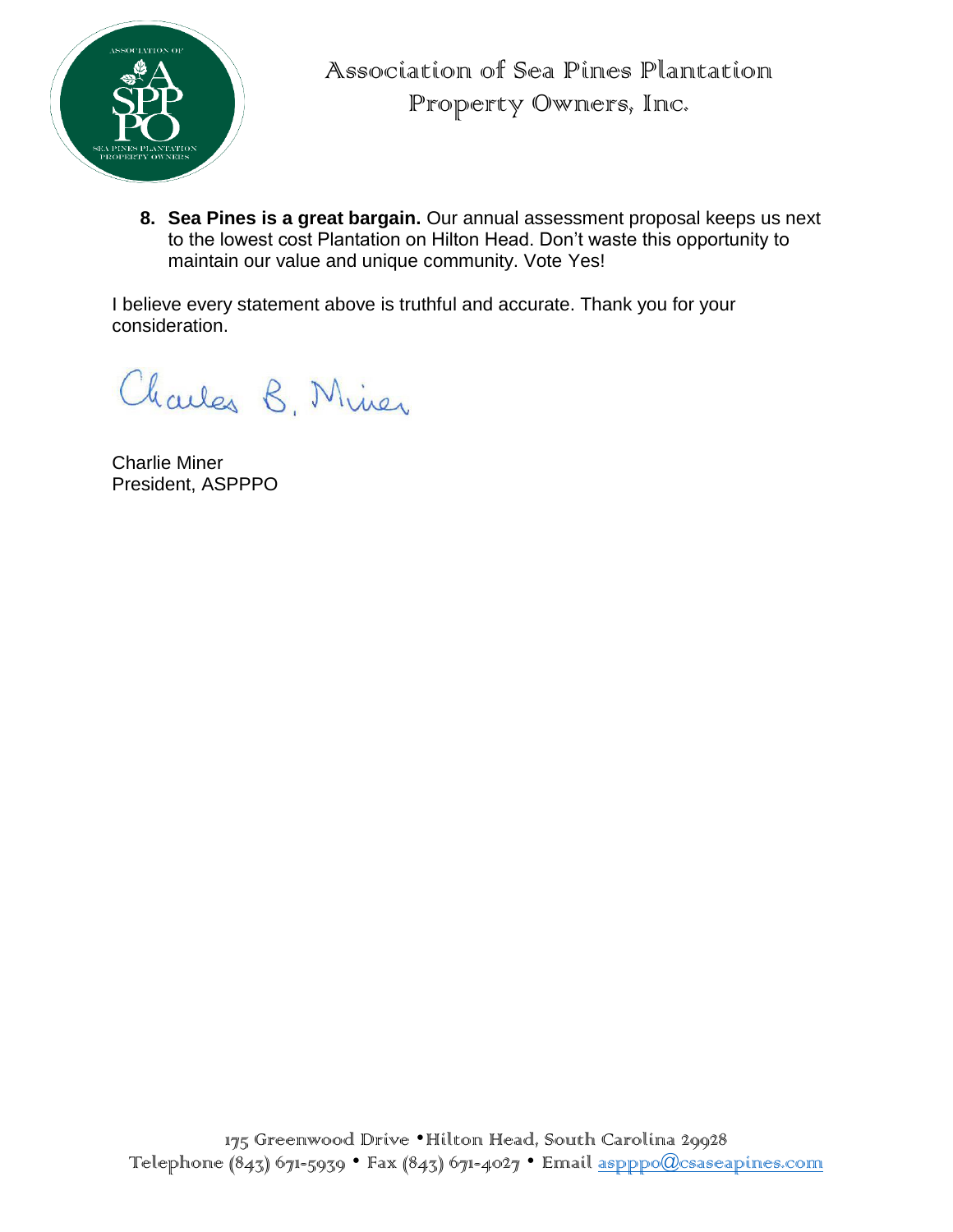8. **Sea Pines is a great bargain.** Our annual assessment proposal keeps us next to the lowest cost Plantation on Hilton Head. Don't waste this opportunity to maintain our value and unique community. Vote Yes!

I believe every statement above is truthful and accurate. Thank you for your consideration.

Charles B. Miner

Charlie Miner
President, ASPPPO